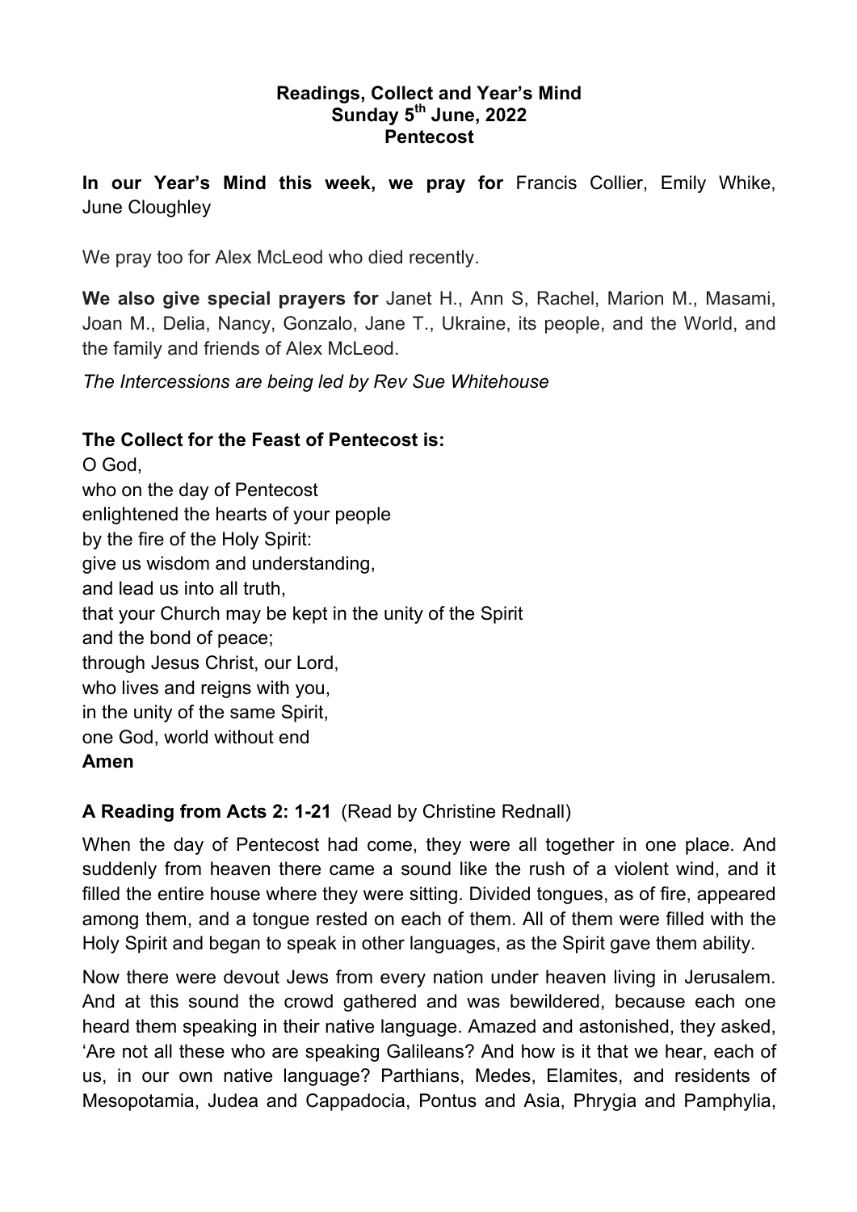**Readings, Collect and Year's Mind**
**Sunday 5th June, 2022**
**Pentecost**

**In our Year's Mind this week, we pray for** Francis Collier, Emily Whike, June Cloughley

We pray too for Alex McLeod who died recently.

**We also give special prayers for** Janet H., Ann S, Rachel, Marion M., Masami, Joan M., Delia, Nancy, Gonzalo, Jane T., Ukraine, its people, and the World, and the family and friends of Alex McLeod.

*The Intercessions are being led by Rev Sue Whitehouse*

**The Collect for the Feast of Pentecost is:**

O God,
who on the day of Pentecost
enlightened the hearts of your people
by the fire of the Holy Spirit:
give us wisdom and understanding,
and lead us into all truth,
that your Church may be kept in the unity of the Spirit
and the bond of peace;
through Jesus Christ, our Lord,
who lives and reigns with you,
in the unity of the same Spirit,
one God, world without end
**Amen**

**A Reading from Acts 2: 1-21** (Read by Christine Rednall)

When the day of Pentecost had come, they were all together in one place. And suddenly from heaven there came a sound like the rush of a violent wind, and it filled the entire house where they were sitting. Divided tongues, as of fire, appeared among them, and a tongue rested on each of them. All of them were filled with the Holy Spirit and began to speak in other languages, as the Spirit gave them ability.

Now there were devout Jews from every nation under heaven living in Jerusalem. And at this sound the crowd gathered and was bewildered, because each one heard them speaking in their native language. Amazed and astonished, they asked, 'Are not all these who are speaking Galileans? And how is it that we hear, each of us, in our own native language? Parthians, Medes, Elamites, and residents of Mesopotamia, Judea and Cappadocia, Pontus and Asia, Phrygia and Pamphylia,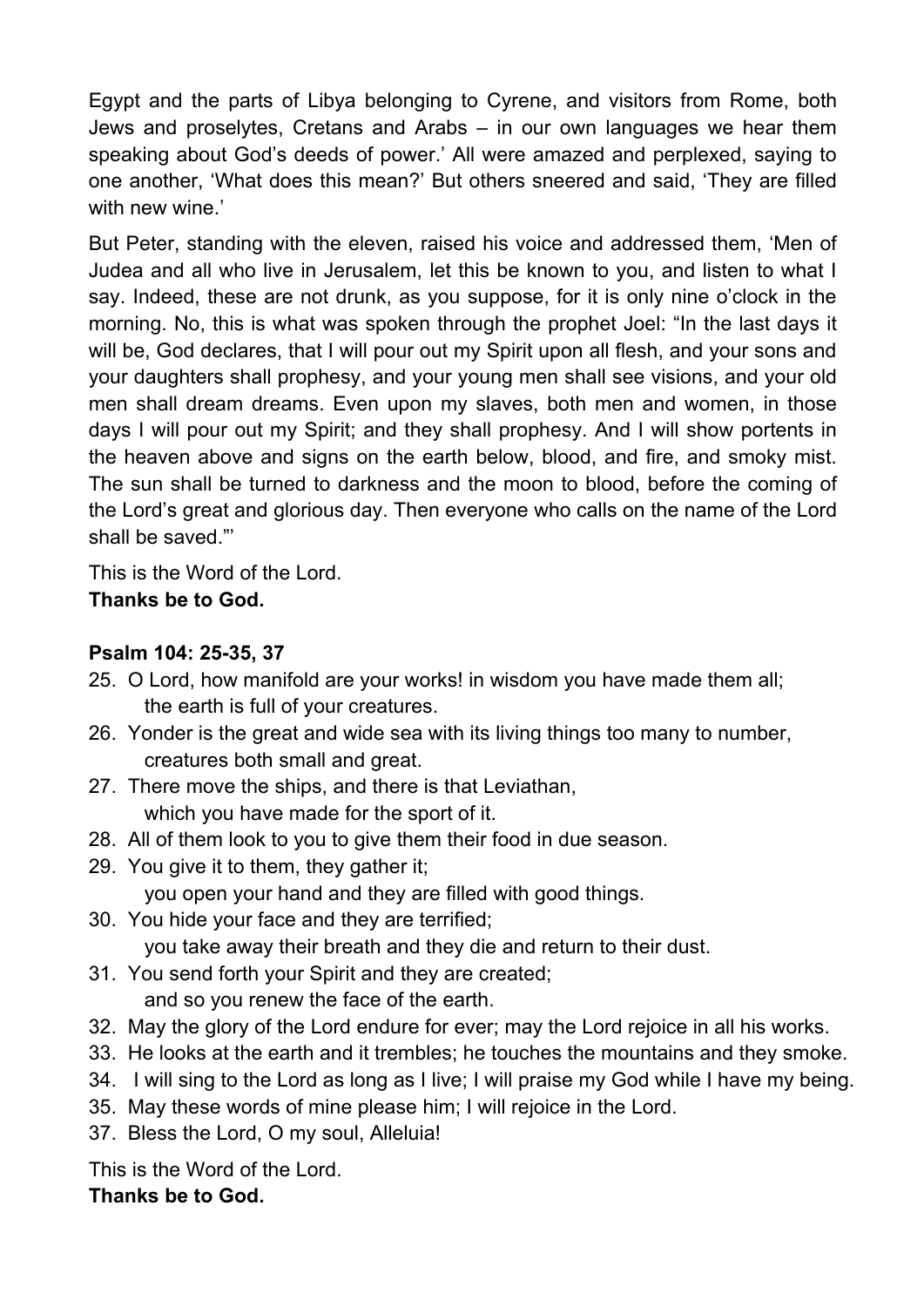Egypt and the parts of Libya belonging to Cyrene, and visitors from Rome, both Jews and proselytes, Cretans and Arabs – in our own languages we hear them speaking about God's deeds of power.' All were amazed and perplexed, saying to one another, 'What does this mean?' But others sneered and said, 'They are filled with new wine.'

But Peter, standing with the eleven, raised his voice and addressed them, 'Men of Judea and all who live in Jerusalem, let this be known to you, and listen to what I say. Indeed, these are not drunk, as you suppose, for it is only nine o'clock in the morning. No, this is what was spoken through the prophet Joel: "In the last days it will be, God declares, that I will pour out my Spirit upon all flesh, and your sons and your daughters shall prophesy, and your young men shall see visions, and your old men shall dream dreams. Even upon my slaves, both men and women, in those days I will pour out my Spirit; and they shall prophesy. And I will show portents in the heaven above and signs on the earth below, blood, and fire, and smoky mist. The sun shall be turned to darkness and the moon to blood, before the coming of the Lord's great and glorious day. Then everyone who calls on the name of the Lord shall be saved."'

This is the Word of the Lord.
**Thanks be to God.**

**Psalm 104: 25-35, 37**

25. O Lord, how manifold are your works! in wisdom you have made them all;
    the earth is full of your creatures.
26. Yonder is the great and wide sea with its living things too many to number,
    creatures both small and great.
27. There move the ships, and there is that Leviathan,
    which you have made for the sport of it.
28. All of them look to you to give them their food in due season.
29. You give it to them, they gather it;
    you open your hand and they are filled with good things.
30. You hide your face and they are terrified;
    you take away their breath and they die and return to their dust.
31. You send forth your Spirit and they are created;
    and so you renew the face of the earth.
32. May the glory of the Lord endure for ever; may the Lord rejoice in all his works.
33. He looks at the earth and it trembles; he touches the mountains and they smoke.
34. I will sing to the Lord as long as I live; I will praise my God while I have my being.
35. May these words of mine please him; I will rejoice in the Lord.
37. Bless the Lord, O my soul, Alleluia!

This is the Word of the Lord.
**Thanks be to God.**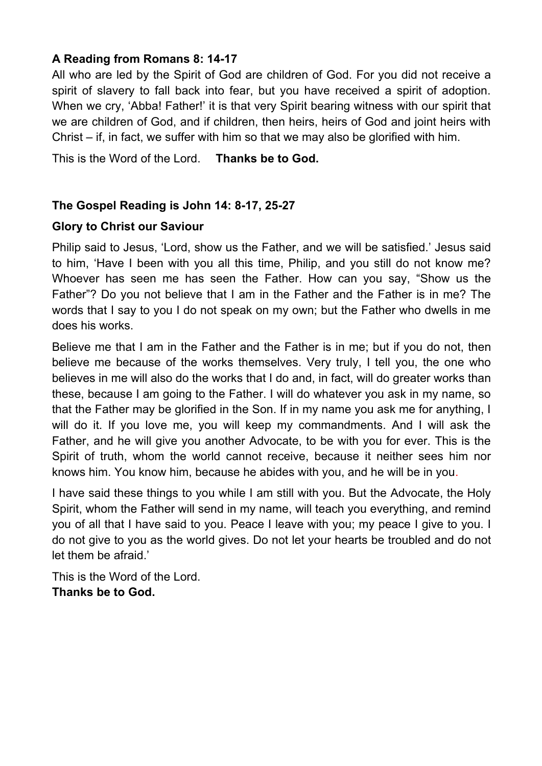**A Reading from Romans 8: 14-17**

All who are led by the Spirit of God are children of God. For you did not receive a spirit of slavery to fall back into fear, but you have received a spirit of adoption. When we cry, 'Abba! Father!' it is that very Spirit bearing witness with our spirit that we are children of God, and if children, then heirs, heirs of God and joint heirs with Christ – if, in fact, we suffer with him so that we may also be glorified with him.

This is the Word of the Lord. **Thanks be to God.**

**The Gospel Reading is John 14: 8-17, 25-27**

**Glory to Christ our Saviour**

Philip said to Jesus, 'Lord, show us the Father, and we will be satisfied.' Jesus said to him, 'Have I been with you all this time, Philip, and you still do not know me? Whoever has seen me has seen the Father. How can you say, "Show us the Father"? Do you not believe that I am in the Father and the Father is in me? The words that I say to you I do not speak on my own; but the Father who dwells in me does his works.

Believe me that I am in the Father and the Father is in me; but if you do not, then believe me because of the works themselves. Very truly, I tell you, the one who believes in me will also do the works that I do and, in fact, will do greater works than these, because I am going to the Father. I will do whatever you ask in my name, so that the Father may be glorified in the Son. If in my name you ask me for anything, I will do it. If you love me, you will keep my commandments. And I will ask the Father, and he will give you another Advocate, to be with you for ever. This is the Spirit of truth, whom the world cannot receive, because it neither sees him nor knows him. You know him, because he abides with you, and he will be in you.

I have said these things to you while I am still with you. But the Advocate, the Holy Spirit, whom the Father will send in my name, will teach you everything, and remind you of all that I have said to you. Peace I leave with you; my peace I give to you. I do not give to you as the world gives. Do not let your hearts be troubled and do not let them be afraid.'

This is the Word of the Lord.  
**Thanks be to God.**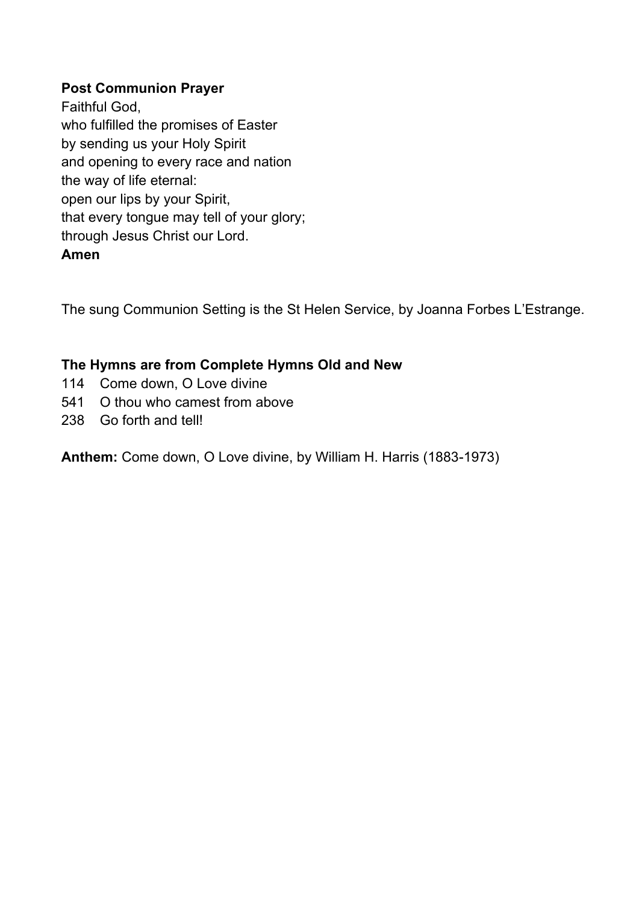**Post Communion Prayer**

Faithful God,
who fulfilled the promises of Easter
by sending us your Holy Spirit
and opening to every race and nation
the way of life eternal:
open our lips by your Spirit,
that every tongue may tell of your glory;
through Jesus Christ our Lord.
**Amen**

The sung Communion Setting is the St Helen Service, by Joanna Forbes L'Estrange.

**The Hymns are from Complete Hymns Old and New**

114 Come down, O Love divine
541 O thou who camest from above
238 Go forth and tell!

**Anthem:** Come down, O Love divine, by William H. Harris (1883-1973)